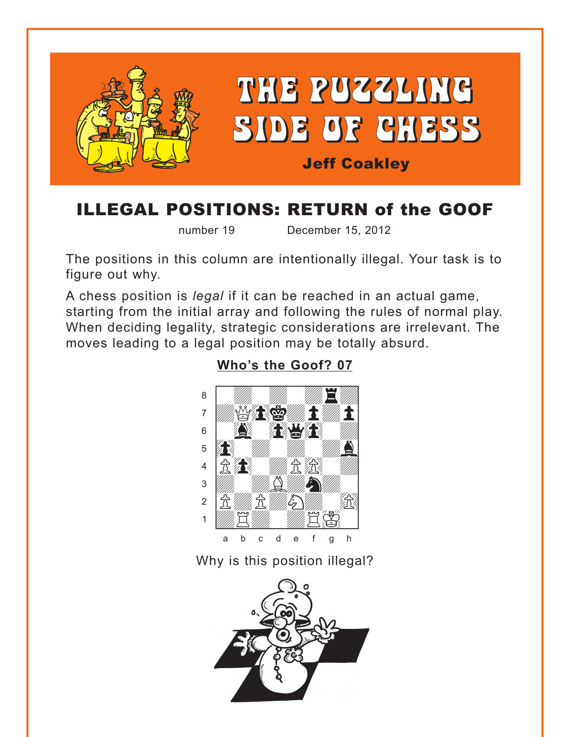# THE PUZZLING SIDE OF CHESS

**Jeff Coakley**

## ILLEGAL POSITIONS: RETURN of the GOOF

number 19 December 15, 2012

The positions in this column are intentionally illegal. Your task is to figure out why.

A chess position is *legal* if it can be reached in an actual game, starting from the initial array and following the rules of normal play. When deciding legality, strategic considerations are irrelevant. The moves leading to a legal position may be totally absurd.

### Who's the Goof? 07

Why is this position illegal?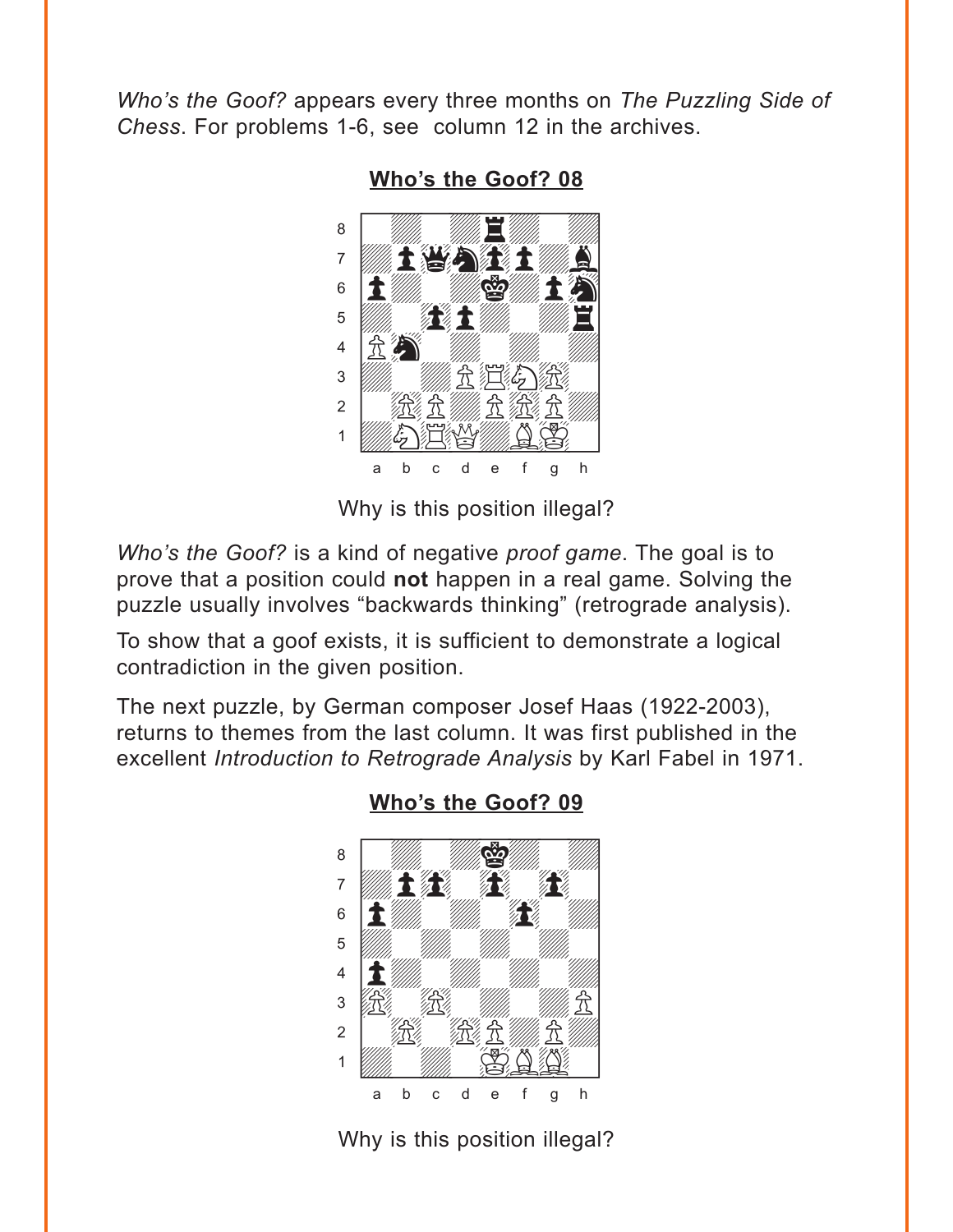*Who's the Goof?* appears every three months on *The Puzzling Side of Chess*. For problems 1-6, see column 12 in the archives.

**Who's the Goof? 08**

Why is this position illegal?

*Who's the Goof?* is a kind of negative *proof game*. The goal is to prove that a position could **not** happen in a real game. Solving the puzzle usually involves "backwards thinking" (retrograde analysis).

To show that a goof exists, it is sufficient to demonstrate a logical contradiction in the given position.

The next puzzle, by German composer Josef Haas (1922-2003), returns to themes from the last column. It was first published in the excellent *Introduction to Retrograde Analysis* by Karl Fabel in 1971.

**Who's the Goof? 09**

Why is this position illegal?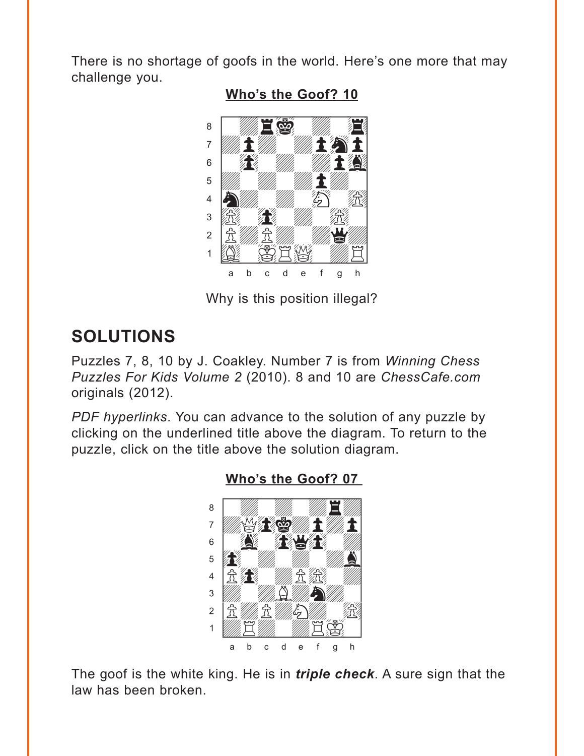There is no shortage of goofs in the world. Here's one more that may challenge you.

**Who's the Goof? 10**

Why is this position illegal?

## SOLUTIONS

Puzzles 7, 8, 10 by J. Coakley. Number 7 is from *Winning Chess Puzzles For Kids Volume 2* (2010). 8 and 10 are *ChessCafe.com* originals (2012).

*PDF hyperlinks*. You can advance to the solution of any puzzle by clicking on the underlined title above the diagram. To return to the puzzle, click on the title above the solution diagram.

**Who's the Goof? 07**

The goof is the white king. He is in ***triple check***. A sure sign that the law has been broken.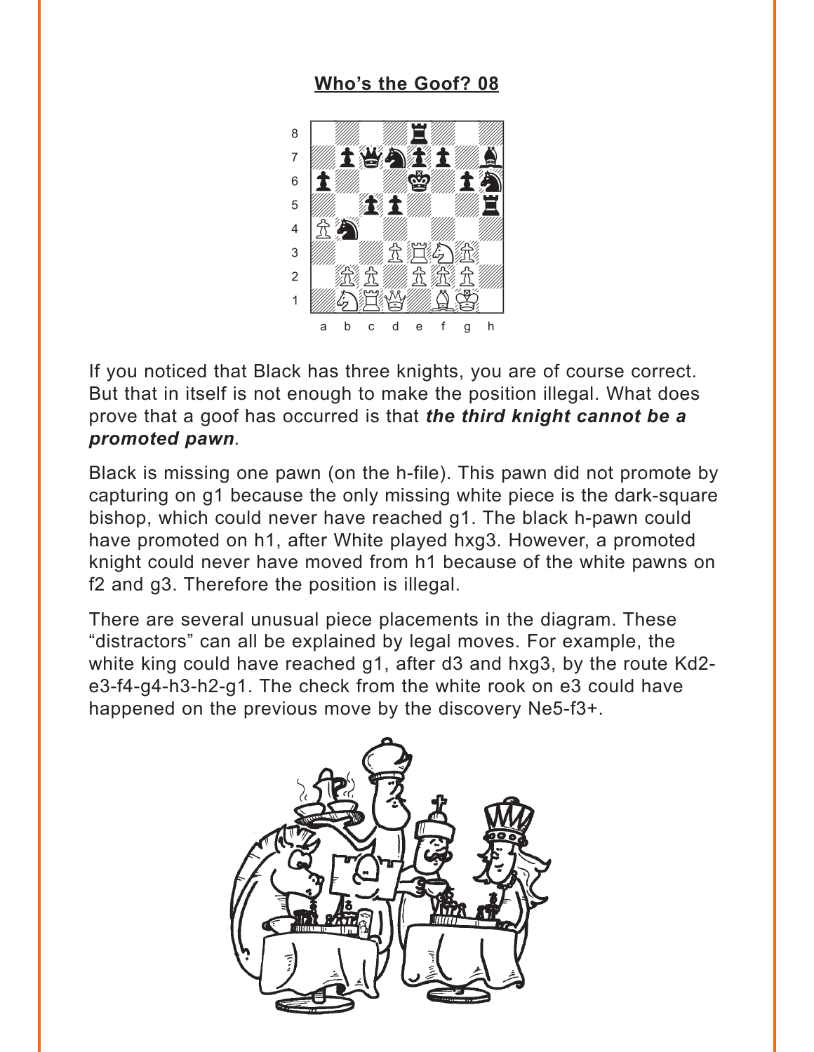## Who's the Goof? 08

If you noticed that Black has three knights, you are of course correct. But that in itself is not enough to make the position illegal. What does prove that a goof has occurred is that ***the third knight cannot be a promoted pawn***.

Black is missing one pawn (on the h-file). This pawn did not promote by capturing on g1 because the only missing white piece is the dark-square bishop, which could never have reached g1. The black h-pawn could have promoted on h1, after White played hxg3. However, a promoted knight could never have moved from h1 because of the white pawns on f2 and g3. Therefore the position is illegal.

There are several unusual piece placements in the diagram. These "distractors" can all be explained by legal moves. For example, the white king could have reached g1, after d3 and hxg3, by the route Kd2-e3-f4-g4-h3-h2-g1. The check from the white rook on e3 could have happened on the previous move by the discovery Ne5-f3+.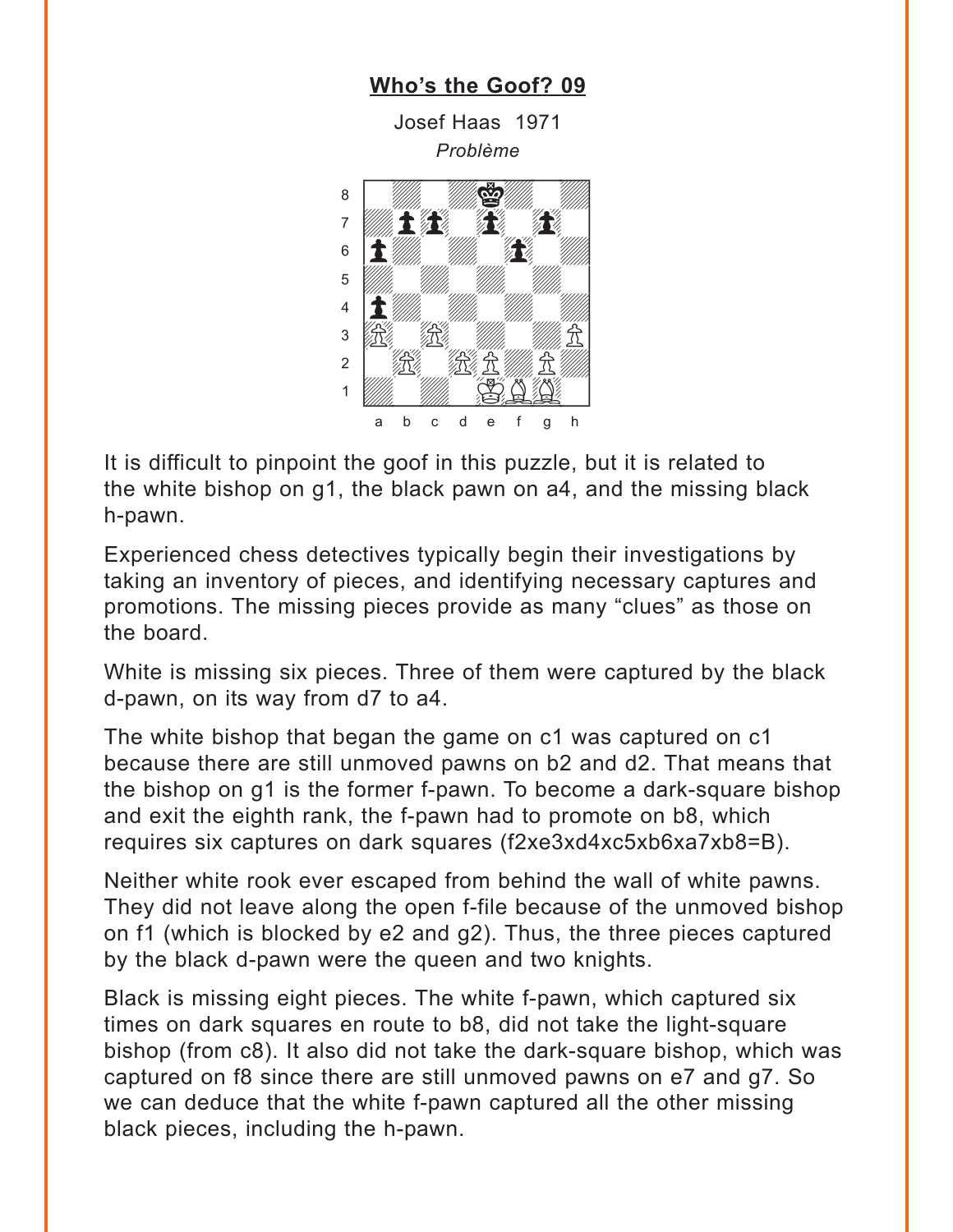# Who's the Goof? 09

Josef Haas 1971

*Problème*

It is difficult to pinpoint the goof in this puzzle, but it is related to the white bishop on g1, the black pawn on a4, and the missing black h-pawn.

Experienced chess detectives typically begin their investigations by taking an inventory of pieces, and identifying necessary captures and promotions. The missing pieces provide as many "clues" as those on the board.

White is missing six pieces. Three of them were captured by the black d-pawn, on its way from d7 to a4.

The white bishop that began the game on c1 was captured on c1 because there are still unmoved pawns on b2 and d2. That means that the bishop on g1 is the former f-pawn. To become a dark-square bishop and exit the eighth rank, the f-pawn had to promote on b8, which requires six captures on dark squares (f2xe3xd4xc5xb6xa7xb8=B).

Neither white rook ever escaped from behind the wall of white pawns. They did not leave along the open f-file because of the unmoved bishop on f1 (which is blocked by e2 and g2). Thus, the three pieces captured by the black d-pawn were the queen and two knights.

Black is missing eight pieces. The white f-pawn, which captured six times on dark squares en route to b8, did not take the light-square bishop (from c8). It also did not take the dark-square bishop, which was captured on f8 since there are still unmoved pawns on e7 and g7. So we can deduce that the white f-pawn captured all the other missing black pieces, including the h-pawn.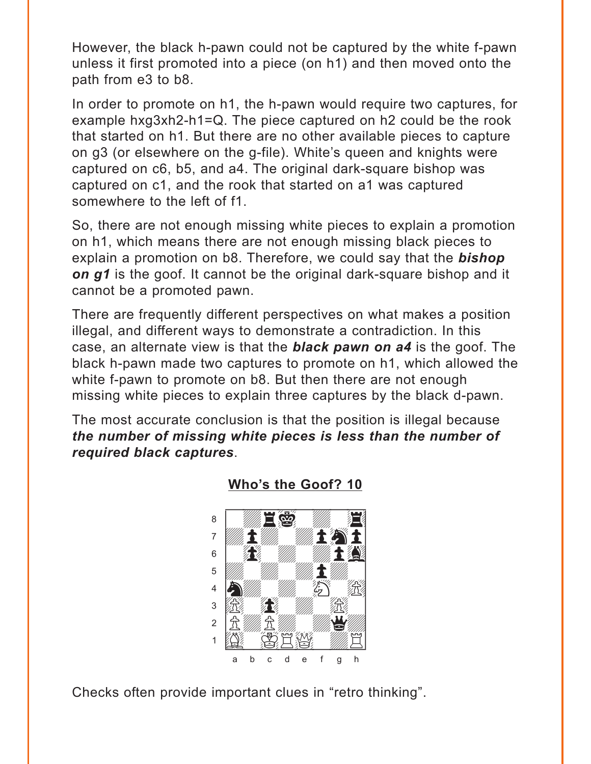However, the black h-pawn could not be captured by the white f-pawn unless it first promoted into a piece (on h1) and then moved onto the path from e3 to b8.

In order to promote on h1, the h-pawn would require two captures, for example hxg3xh2-h1=Q. The piece captured on h2 could be the rook that started on h1. But there are no other available pieces to capture on g3 (or elsewhere on the g-file). White's queen and knights were captured on c6, b5, and a4. The original dark-square bishop was captured on c1, and the rook that started on a1 was captured somewhere to the left of f1.

So, there are not enough missing white pieces to explain a promotion on h1, which means there are not enough missing black pieces to explain a promotion on b8. Therefore, we could say that the ***bishop on g1*** is the goof. It cannot be the original dark-square bishop and it cannot be a promoted pawn.

There are frequently different perspectives on what makes a position illegal, and different ways to demonstrate a contradiction. In this case, an alternate view is that the ***black pawn on a4*** is the goof. The black h-pawn made two captures to promote on h1, which allowed the white f-pawn to promote on b8. But then there are not enough missing white pieces to explain three captures by the black d-pawn.

The most accurate conclusion is that the position is illegal because ***the number of missing white pieces is less than the number of required black captures***.

## Who's the Goof? 10

Checks often provide important clues in "retro thinking".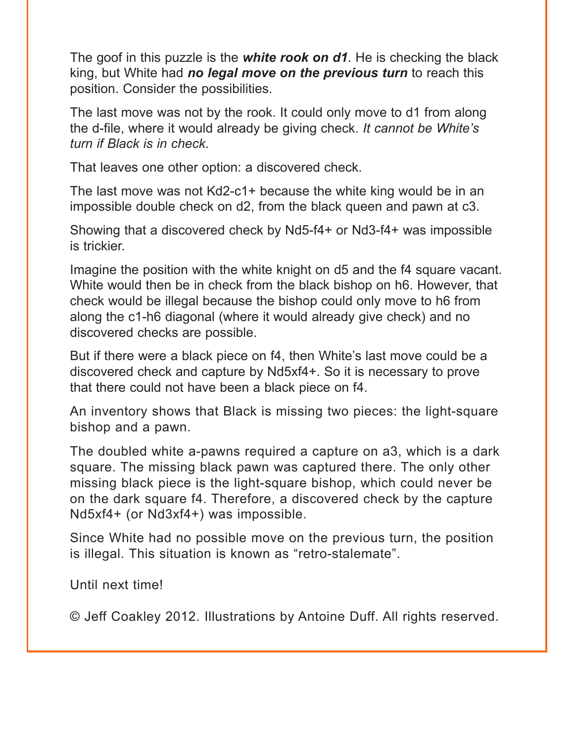The goof in this puzzle is the ***white rook on d1***. He is checking the black king, but White had ***no legal move on the previous turn*** to reach this position. Consider the possibilities.

The last move was not by the rook. It could only move to d1 from along the d-file, where it would already be giving check. *It cannot be White's turn if Black is in check*.

That leaves one other option: a discovered check.

The last move was not Kd2-c1+ because the white king would be in an impossible double check on d2, from the black queen and pawn at c3.

Showing that a discovered check by Nd5-f4+ or Nd3-f4+ was impossible is trickier.

Imagine the position with the white knight on d5 and the f4 square vacant. White would then be in check from the black bishop on h6. However, that check would be illegal because the bishop could only move to h6 from along the c1-h6 diagonal (where it would already give check) and no discovered checks are possible.

But if there were a black piece on f4, then White's last move could be a discovered check and capture by Nd5xf4+. So it is necessary to prove that there could not have been a black piece on f4.

An inventory shows that Black is missing two pieces: the light-square bishop and a pawn.

The doubled white a-pawns required a capture on a3, which is a dark square. The missing black pawn was captured there. The only other missing black piece is the light-square bishop, which could never be on the dark square f4. Therefore, a discovered check by the capture Nd5xf4+ (or Nd3xf4+) was impossible.

Since White had no possible move on the previous turn, the position is illegal. This situation is known as "retro-stalemate".

Until next time!

© Jeff Coakley 2012. Illustrations by Antoine Duff. All rights reserved.